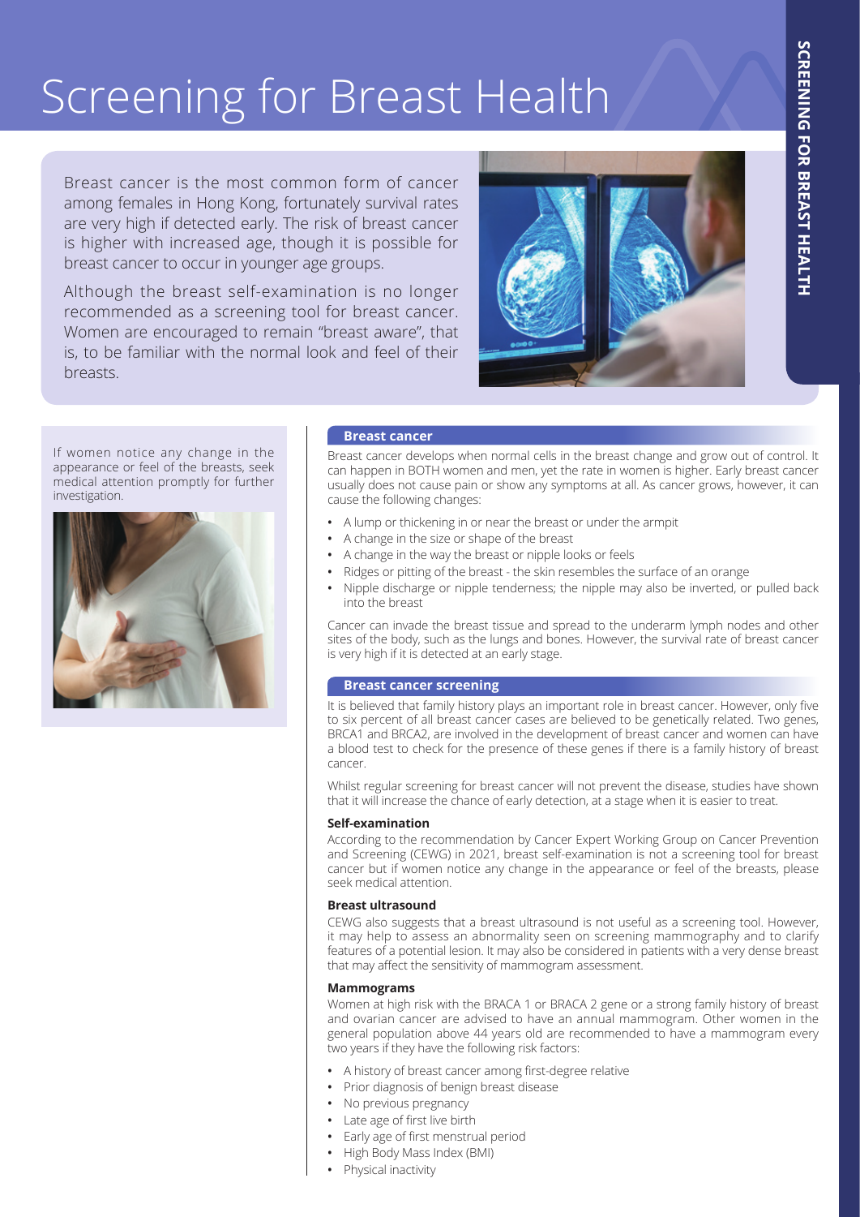# Screening for Breast Health

Breast cancer is the most common form of cancer among females in Hong Kong, fortunately survival rates are very high if detected early. The risk of breast cancer is higher with increased age, though it is possible for breast cancer to occur in younger age groups.

Although the breast self-examination is no longer recommended as a screening tool for breast cancer. Women are encouraged to remain "breast aware", that is, to be familiar with the normal look and feel of their breasts.

If women notice any change in the appearance or feel of the breasts, seek medical attention promptly for further investigation.

## Breast cancer

Breast cancer develops when normal cells in the breast change and grow out of control. It can happen in BOTH women and men, yet the rate in women is higher. Early breast cancer usually does not cause pain or show any symptoms at all. As cancer grows, however, it can cause the following changes:

- A lump or thickening in or near the breast or under the armpit
- A change in the size or shape of the breast
- A change in the way the breast or nipple looks or feels
- Ridges or pitting of the breast - the skin resembles the surface of an orange
- Nipple discharge or nipple tenderness; the nipple may also be inverted, or pulled back into the breast

Cancer can invade the breast tissue and spread to the underarm lymph nodes and other sites of the body, such as the lungs and bones. However, the survival rate of breast cancer is very high if it is detected at an early stage.

## Breast cancer screening

It is believed that family history plays an important role in breast cancer. However, only five to six percent of all breast cancer cases are believed to be genetically related. Two genes, BRCA1 and BRCA2, are involved in the development of breast cancer and women can have a blood test to check for the presence of these genes if there is a family history of breast cancer.

Whilst regular screening for breast cancer will not prevent the disease, studies have shown that it will increase the chance of early detection, at a stage when it is easier to treat.

### Self-examination

According to the recommendation by Cancer Expert Working Group on Cancer Prevention and Screening (CEWG) in 2021, breast self-examination is not a screening tool for breast cancer but if women notice any change in the appearance or feel of the breasts, please seek medical attention.

### Breast ultrasound

CEWG also suggests that a breast ultrasound is not useful as a screening tool. However, it may help to assess an abnormality seen on screening mammography and to clarify features of a potential lesion. It may also be considered in patients with a very dense breast that may affect the sensitivity of mammogram assessment.

### Mammograms

Women at high risk with the BRACA 1 or BRACA 2 gene or a strong family history of breast and ovarian cancer are advised to have an annual mammogram. Other women in the general population above 44 years old are recommended to have a mammogram every two years if they have the following risk factors:

- A history of breast cancer among first-degree relative
- Prior diagnosis of benign breast disease
- No previous pregnancy
- Late age of first live birth
- Early age of first menstrual period
- High Body Mass Index (BMI)
- Physical inactivity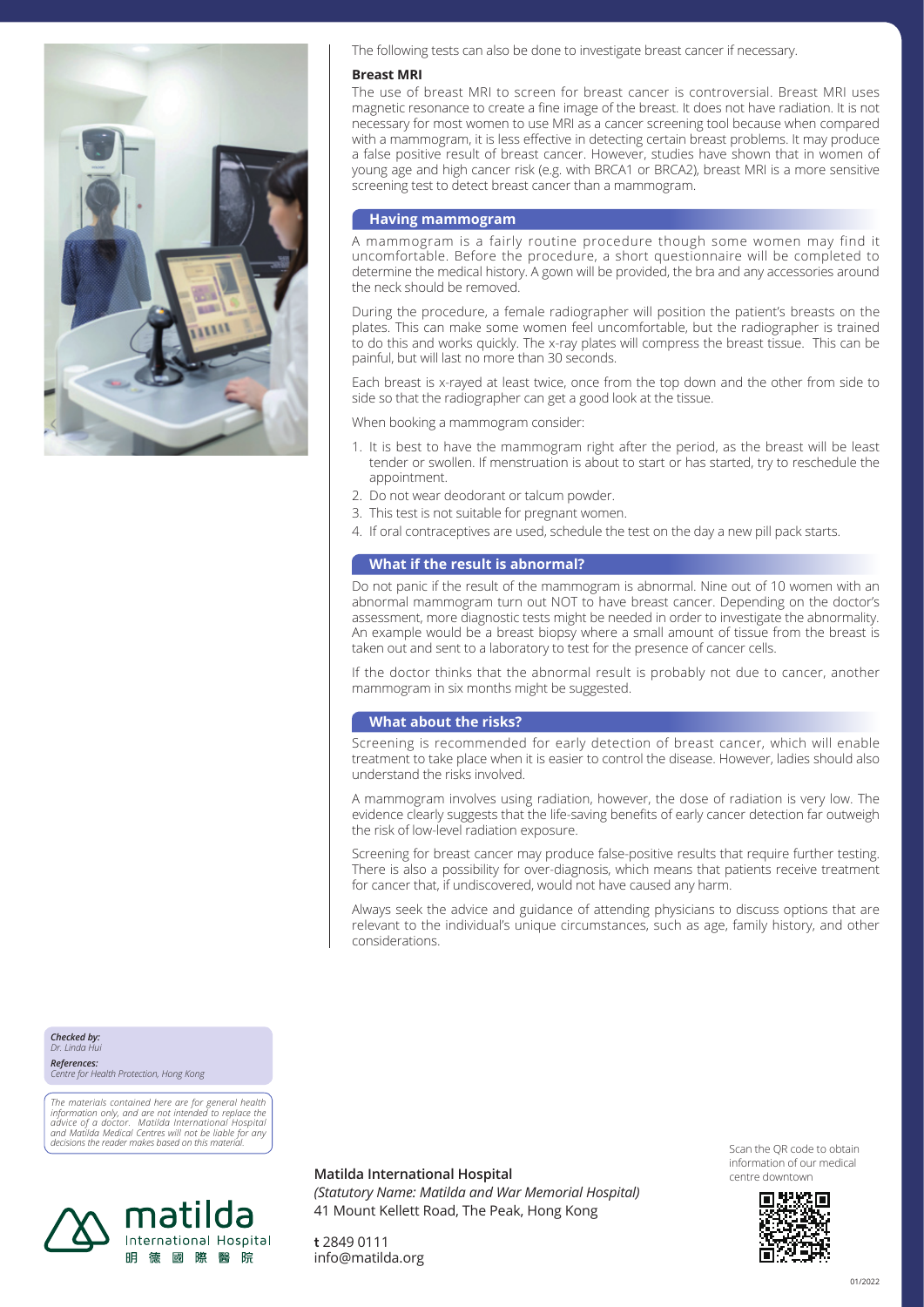The following tests can also be done to investigate breast cancer if necessary.

**Breast MRI**

The use of breast MRI to screen for breast cancer is controversial. Breast MRI uses magnetic resonance to create a fine image of the breast. It does not have radiation. It is not necessary for most women to use MRI as a cancer screening tool because when compared with a mammogram, it is less effective in detecting certain breast problems. It may produce a false positive result of breast cancer. However, studies have shown that in women of young age and high cancer risk (e.g. with BRCA1 or BRCA2), breast MRI is a more sensitive screening test to detect breast cancer than a mammogram.

## Having mammogram

A mammogram is a fairly routine procedure though some women may find it uncomfortable. Before the procedure, a short questionnaire will be completed to determine the medical history. A gown will be provided, the bra and any accessories around the neck should be removed.

During the procedure, a female radiographer will position the patient's breasts on the plates. This can make some women feel uncomfortable, but the radiographer is trained to do this and works quickly. The x-ray plates will compress the breast tissue. This can be painful, but will last no more than 30 seconds.

Each breast is x-rayed at least twice, once from the top down and the other from side to side so that the radiographer can get a good look at the tissue.

When booking a mammogram consider:

1. It is best to have the mammogram right after the period, as the breast will be least tender or swollen. If menstruation is about to start or has started, try to reschedule the appointment.
2. Do not wear deodorant or talcum powder.
3. This test is not suitable for pregnant women.
4. If oral contraceptives are used, schedule the test on the day a new pill pack starts.

## What if the result is abnormal?

Do not panic if the result of the mammogram is abnormal. Nine out of 10 women with an abnormal mammogram turn out NOT to have breast cancer. Depending on the doctor's assessment, more diagnostic tests might be needed in order to investigate the abnormality. An example would be a breast biopsy where a small amount of tissue from the breast is taken out and sent to a laboratory to test for the presence of cancer cells.

If the doctor thinks that the abnormal result is probably not due to cancer, another mammogram in six months might be suggested.

## What about the risks?

Screening is recommended for early detection of breast cancer, which will enable treatment to take place when it is easier to control the disease. However, ladies should also understand the risks involved.

A mammogram involves using radiation, however, the dose of radiation is very low. The evidence clearly suggests that the life-saving benefits of early cancer detection far outweigh the risk of low-level radiation exposure.

Screening for breast cancer may produce false-positive results that require further testing. There is also a possibility for over-diagnosis, which means that patients receive treatment for cancer that, if undiscovered, would not have caused any harm.

Always seek the advice and guidance of attending physicians to discuss options that are relevant to the individual's unique circumstances, such as age, family history, and other considerations.

***Checked by:***
*Dr. Linda Hui*

***References:***
*Centre for Health Protection, Hong Kong*

*The materials contained here are for general health information only, and are not intended to replace the advice of a doctor. Matilda International Hospital and Matilda Medical Centres will not be liable for any decisions the reader makes based on this material.*

matilda International Hospital
明德國際醫院

**Matilda International Hospital**
*(Statutory Name: Matilda and War Memorial Hospital)*
41 Mount Kellett Road, The Peak, Hong Kong

**t** 2849 0111
info@matilda.org

Scan the QR code to obtain information of our medical centre downtown

01/2022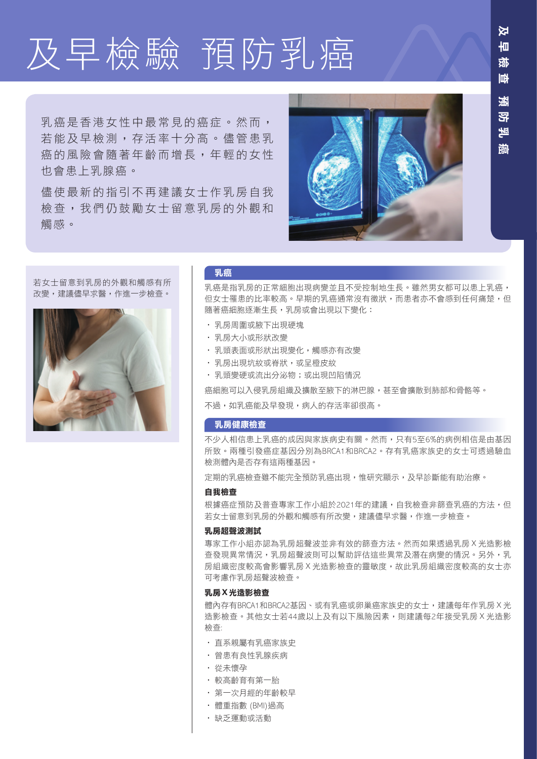# 及早檢驗 預防乳癌

乳癌是香港女性中最常見的癌症。然而，若能及早檢測，存活率十分高。儘管患乳癌的風險會隨著年齡而增長，年輕的女性也會患上乳腺癌。

儘使最新的指引不再建議女士作乳房自我檢查，我們仍鼓勵女士留意乳房的外觀和觸感。

若女士留意到乳房的外觀和觸感有所改變，建議儘早求醫，作進一步檢查。

## 乳癌

乳癌是指乳房的正常細胞出現病變並且不受控制地生長。雖然男女都可以患上乳癌，但女士罹患的比率較高。早期的乳癌通常沒有徵狀，而患者亦不會感到任何痛楚，但隨著癌細胞逐漸生長，乳房或會出現以下變化：

- 乳房周圍或腋下出現硬塊
- 乳房大小或形狀改變
- 乳頭表面或形狀出現變化，觸感亦有改變
- 乳房出現坑紋或脊狀，或呈橙皮紋
- 乳頭變硬或流出分泌物；或出現凹陷情況

癌細胞可以入侵乳房組織及擴散至腋下的淋巴腺，甚至會擴散到肺部和骨骼等。

不過，如乳癌能及早發現，病人的存活率卻很高。

## 乳房健康檢查

不少人相信患上乳癌的成因與家族病史有關。然而，只有5至6%的病例相信是由基因所致。兩種引發癌症基因分別為BRCA1和BRCA2。存有乳癌家族史的女士可透過驗血檢測體內是否存有這兩種基因。

定期的乳癌檢查雖不能完全預防乳癌出現，惟研究顯示，及早診斷能有助治療。

### 自我檢查

根據癌症預防及普查專家工作小組於2021年的建議，自我檢查非篩查乳癌的方法，但若女士留意到乳房的外觀和觸感有所改變，建議儘早求醫，作進一步檢查。

### 乳房超聲波測試

專家工作小組亦認為乳房超聲波並非有效的篩查方法。然而如果透過乳房 X 光造影檢查發現異常情況，乳房超聲波則可以幫助評估這些異常及潛在病變的情況。另外，乳房組織密度較高會影響乳房 X 光造影檢查的靈敏度，故此乳房組織密度較高的女士亦可考慮作乳房超聲波檢查。

### 乳房 X 光造影檢查

體內存有BRCA1和BRCA2基因、或有乳癌或卵巢癌家族史的女士，建議每年作乳房 X 光造影檢查。其他女士若44歲以上及有以下風險因素，則建議每2年接受乳房 X 光造影檢查:

- 直系親屬有乳癌家族史
- 曾患有良性乳腺疾病
- 從未懷孕
- 較高齡育有第一胎
- 第一次月經的年齡較早
- 體重指數 (BMI) 過高
- 缺乏運動或活動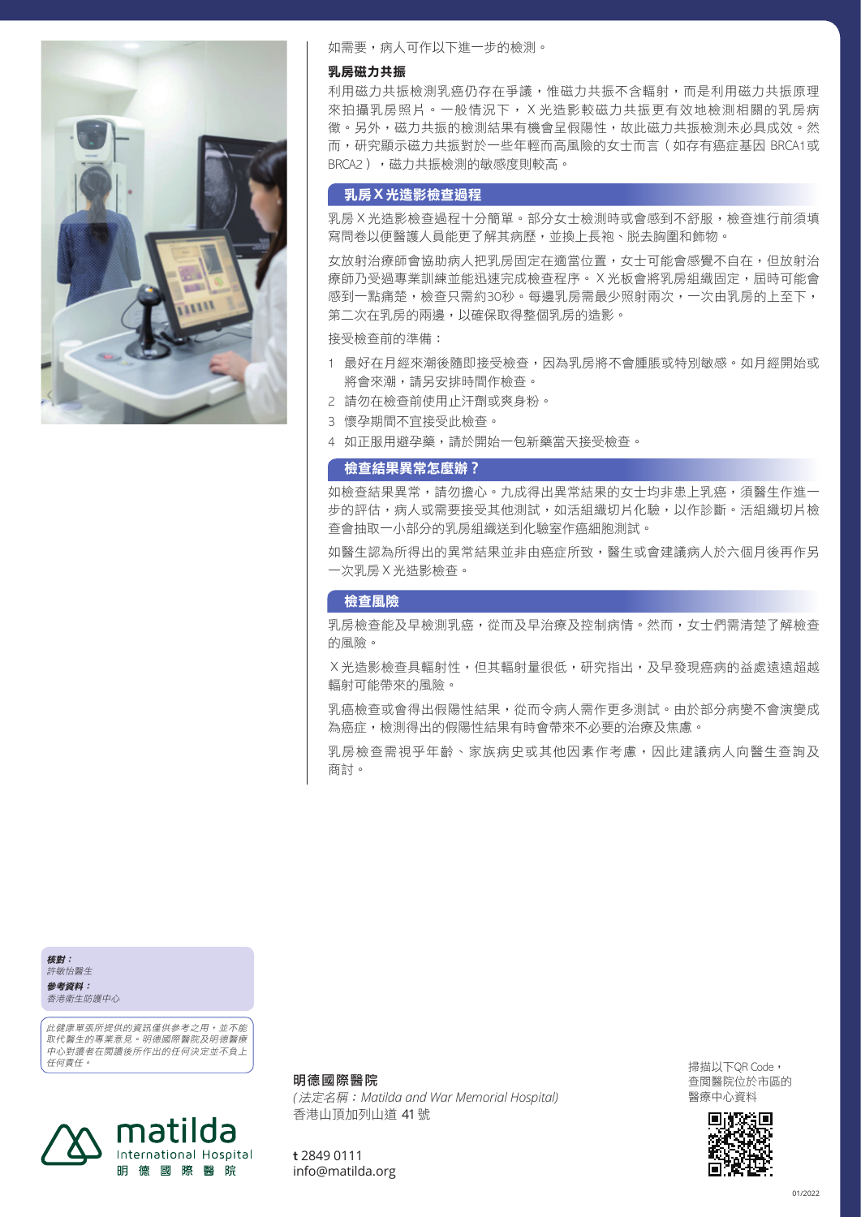如需要，病人可作以下進一步的檢測。

**乳房磁力共振**

利用磁力共振檢測乳癌仍存在爭議，惟磁力共振不含輻射，而是利用磁力共振原理來拍攝乳房照片。一般情況下，Ｘ光造影較磁力共振更有效地檢測相關的乳房病徵。另外，磁力共振的檢測結果有機會呈假陽性，故此磁力共振檢測未必具成效。然而，研究顯示磁力共振對於一些年輕而高風險的女士而言（如存有癌症基因 BRCA1或BRCA2），磁力共振檢測的敏感度則較高。

## 乳房Ｘ光造影檢查過程

乳房Ｘ光造影檢查過程十分簡單。部分女士檢測時或會感到不舒服，檢查進行前須填寫問卷以便醫護人員能更了解其病歷，並換上長袍、脫去胸圍和飾物。

女放射治療師會協助病人把乳房固定在適當位置，女士可能會感覺不自在，但放射治療師乃受過專業訓練並能迅速完成檢查程序。Ｘ光板會將乳房組織固定，屆時可能會感到一點痛楚，檢查只需約30秒。每邊乳房需最少照射兩次，一次由乳房的上至下，第二次在乳房的兩邊，以確保取得整個乳房的造影。

接受檢查前的準備：

1. 最好在月經來潮後隨即接受檢查，因為乳房將不會腫脹或特別敏感。如月經開始或將會來潮，請另安排時間作檢查。
2. 請勿在檢查前使用止汗劑或爽身粉。
3. 懷孕期間不宜接受此檢查。
4. 如正服用避孕藥，請於開始一包新藥當天接受檢查。

## 檢查結果異常怎麼辦？

如檢查結果異常，請勿擔心。九成得出異常結果的女士均非患上乳癌，須醫生作進一步的評估，病人或需要接受其他測試，如活組織切片化驗，以作診斷。活組織切片檢查會抽取一小部分的乳房組織送到化驗室作癌細胞測試。

如醫生認為所得出的異常結果並非由癌症所致，醫生或會建議病人於六個月後再作另一次乳房Ｘ光造影檢查。

## 檢查風險

乳房檢查能及早檢測乳癌，從而及早治療及控制病情。然而，女士們需清楚了解檢查的風險。

Ｘ光造影檢查具輻射性，但其輻射量很低，研究指出，及早發現癌病的益處遠遠超越輻射可能帶來的風險。

乳癌檢查或會得出假陽性結果，從而令病人需作更多測試。由於部分病變不會演變成為癌症，檢測得出的假陽性結果有時會帶來不必要的治療及焦慮。

乳房檢查需視乎年齡、家族病史或其他因素作考慮，因此建議病人向醫生查詢及商討。

***核對：***
*許敏怡醫生*
***參考資料：***
*香港衞生防護中心*

*此健康單張所提供的資訊僅供參考之用，並不能取代醫生的專業意見。明德國際醫院及明德醫療中心對讀者在閱讀後所作出的任何決定並不負上任何責任。*

matilda International Hospital
明德國際醫院

**明德國際醫院**
*(法定名稱：Matilda and War Memorial Hospital)*
香港山頂加列山道 41 號

**t** 2849 0111
info@matilda.org

掃描以下QR Code，查閱醫院位於市區的醫療中心資料

01/2022